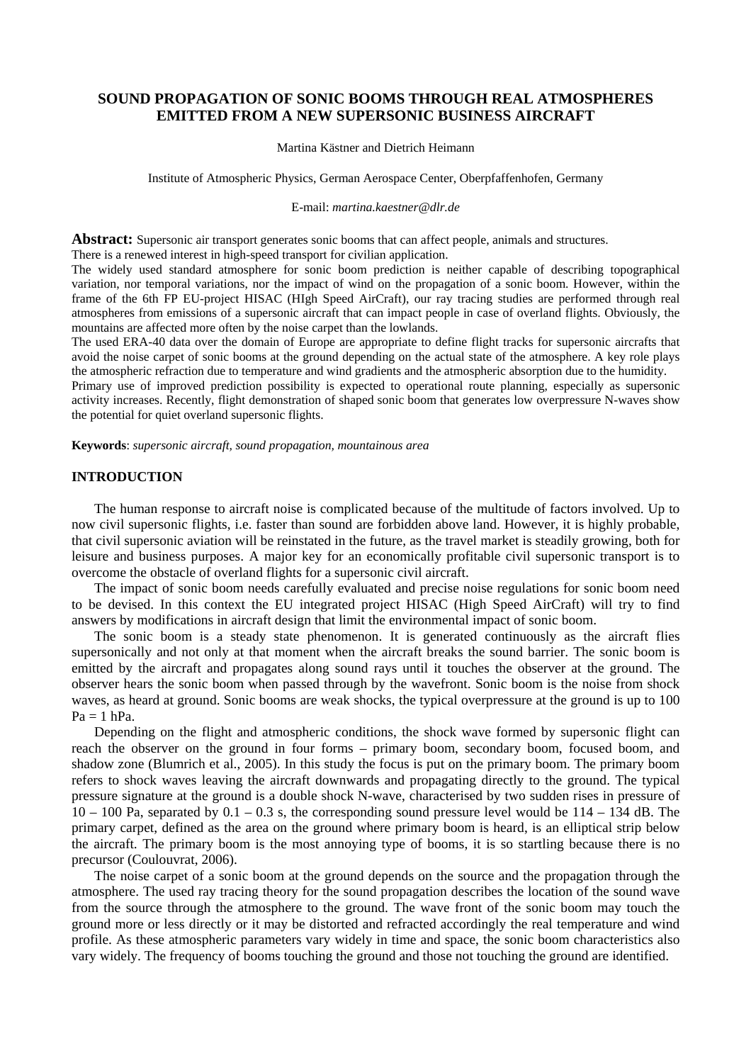# SOUND PROPAGATION OF SONIC BOOMS THROUGH REAL ATMOSPHERES EMITTED FROM A NEW SUPERSONIC BUSINESS AIRCRAFT

Martina Kästner and Dietrich Heimann

Institute of Atmospheric Physics, German Aerospace Center, Oberpfaffenhofen, Germany

E-mail: *martina.kaestner@dlr.de*

**Abstract:** Supersonic air transport generates sonic booms that can affect people, animals and structures. There is a renewed interest in high-speed transport for civilian application.

The widely used standard atmosphere for sonic boom prediction is neither capable of describing topographical variation, nor temporal variations, nor the impact of wind on the propagation of a sonic boom. However, within the frame of the 6th FP EU-project HISAC (HIgh Speed AirCraft), our ray tracing studies are performed through real atmospheres from emissions of a supersonic aircraft that can impact people in case of overland flights. Obviously, the mountains are affected more often by the noise carpet than the lowlands.

The used ERA-40 data over the domain of Europe are appropriate to define flight tracks for supersonic aircrafts that avoid the noise carpet of sonic booms at the ground depending on the actual state of the atmosphere. A key role plays the atmospheric refraction due to temperature and wind gradients and the atmospheric absorption due to the humidity.

Primary use of improved prediction possibility is expected to operational route planning, especially as supersonic activity increases. Recently, flight demonstration of shaped sonic boom that generates low overpressure N-waves show the potential for quiet overland supersonic flights.

**Keywords**: *supersonic aircraft, sound propagation, mountainous area*

## INTRODUCTION

The human response to aircraft noise is complicated because of the multitude of factors involved. Up to now civil supersonic flights, i.e. faster than sound are forbidden above land. However, it is highly probable, that civil supersonic aviation will be reinstated in the future, as the travel market is steadily growing, both for leisure and business purposes. A major key for an economically profitable civil supersonic transport is to overcome the obstacle of overland flights for a supersonic civil aircraft.

The impact of sonic boom needs carefully evaluated and precise noise regulations for sonic boom need to be devised. In this context the EU integrated project HISAC (High Speed AirCraft) will try to find answers by modifications in aircraft design that limit the environmental impact of sonic boom.

The sonic boom is a steady state phenomenon. It is generated continuously as the aircraft flies supersonically and not only at that moment when the aircraft breaks the sound barrier. The sonic boom is emitted by the aircraft and propagates along sound rays until it touches the observer at the ground. The observer hears the sonic boom when passed through by the wavefront. Sonic boom is the noise from shock waves, as heard at ground. Sonic booms are weak shocks, the typical overpressure at the ground is up to 100 Pa = 1 hPa.

Depending on the flight and atmospheric conditions, the shock wave formed by supersonic flight can reach the observer on the ground in four forms – primary boom, secondary boom, focused boom, and shadow zone (Blumrich et al., 2005). In this study the focus is put on the primary boom. The primary boom refers to shock waves leaving the aircraft downwards and propagating directly to the ground. The typical pressure signature at the ground is a double shock N-wave, characterised by two sudden rises in pressure of 10 – 100 Pa, separated by 0.1 – 0.3 s, the corresponding sound pressure level would be 114 – 134 dB. The primary carpet, defined as the area on the ground where primary boom is heard, is an elliptical strip below the aircraft. The primary boom is the most annoying type of booms, it is so startling because there is no precursor (Coulouvrat, 2006).

The noise carpet of a sonic boom at the ground depends on the source and the propagation through the atmosphere. The used ray tracing theory for the sound propagation describes the location of the sound wave from the source through the atmosphere to the ground. The wave front of the sonic boom may touch the ground more or less directly or it may be distorted and refracted accordingly the real temperature and wind profile. As these atmospheric parameters vary widely in time and space, the sonic boom characteristics also vary widely. The frequency of booms touching the ground and those not touching the ground are identified.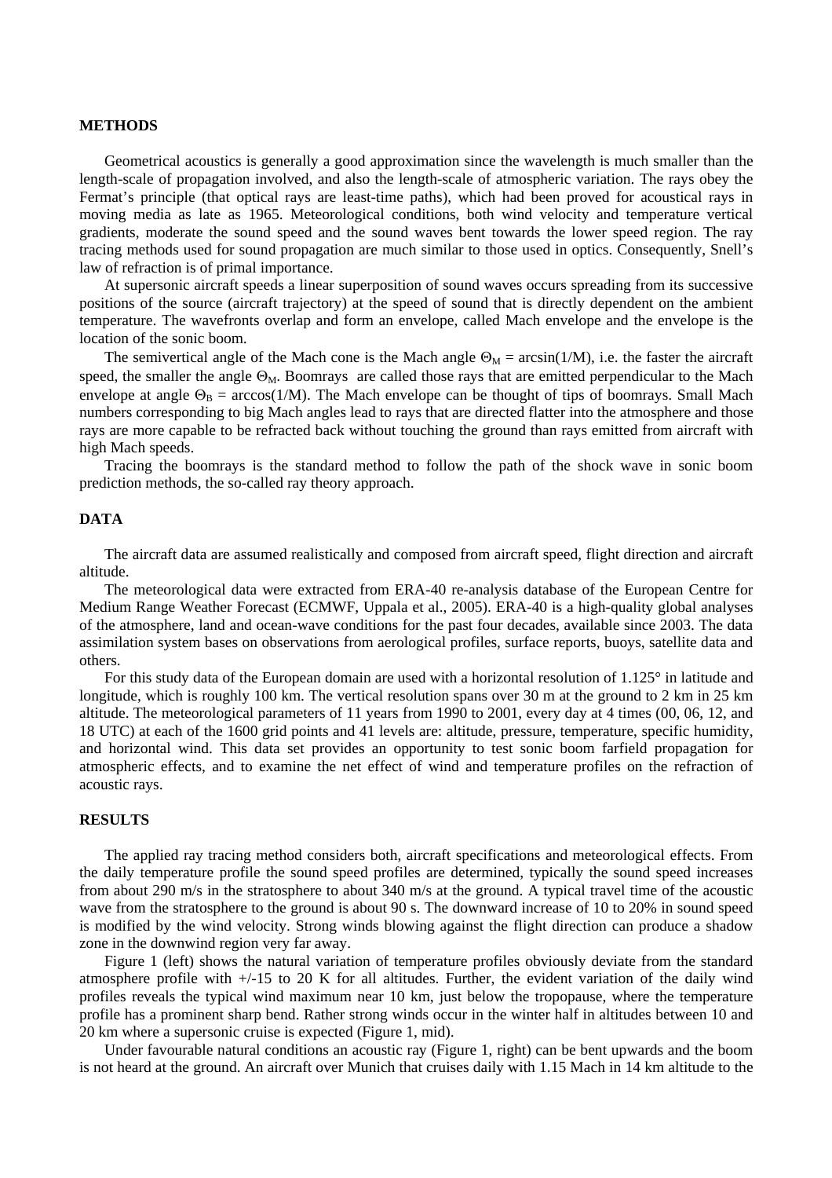## METHODS

Geometrical acoustics is generally a good approximation since the wavelength is much smaller than the length-scale of propagation involved, and also the length-scale of atmospheric variation. The rays obey the Fermat's principle (that optical rays are least-time paths), which had been proved for acoustical rays in moving media as late as 1965. Meteorological conditions, both wind velocity and temperature vertical gradients, moderate the sound speed and the sound waves bent towards the lower speed region. The ray tracing methods used for sound propagation are much similar to those used in optics. Consequently, Snell's law of refraction is of primal importance.

At supersonic aircraft speeds a linear superposition of sound waves occurs spreading from its successive positions of the source (aircraft trajectory) at the speed of sound that is directly dependent on the ambient temperature. The wavefronts overlap and form an envelope, called Mach envelope and the envelope is the location of the sonic boom.

The semivertical angle of the Mach cone is the Mach angle $\Theta_M = \arcsin(1/M)$, i.e. the faster the aircraft speed, the smaller the angle $\Theta_M$. Boomrays are called those rays that are emitted perpendicular to the Mach envelope at angle $\Theta_B = \arccos(1/M)$. The Mach envelope can be thought of tips of boomrays. Small Mach numbers corresponding to big Mach angles lead to rays that are directed flatter into the atmosphere and those rays are more capable to be refracted back without touching the ground than rays emitted from aircraft with high Mach speeds.

Tracing the boomrays is the standard method to follow the path of the shock wave in sonic boom prediction methods, the so-called ray theory approach.

## DATA

The aircraft data are assumed realistically and composed from aircraft speed, flight direction and aircraft altitude.

The meteorological data were extracted from ERA-40 re-analysis database of the European Centre for Medium Range Weather Forecast (ECMWF, Uppala et al., 2005). ERA-40 is a high-quality global analyses of the atmosphere, land and ocean-wave conditions for the past four decades, available since 2003. The data assimilation system bases on observations from aerological profiles, surface reports, buoys, satellite data and others.

For this study data of the European domain are used with a horizontal resolution of 1.125° in latitude and longitude, which is roughly 100 km. The vertical resolution spans over 30 m at the ground to 2 km in 25 km altitude. The meteorological parameters of 11 years from 1990 to 2001, every day at 4 times (00, 06, 12, and 18 UTC) at each of the 1600 grid points and 41 levels are: altitude, pressure, temperature, specific humidity, and horizontal wind. This data set provides an opportunity to test sonic boom farfield propagation for atmospheric effects, and to examine the net effect of wind and temperature profiles on the refraction of acoustic rays.

## RESULTS

The applied ray tracing method considers both, aircraft specifications and meteorological effects. From the daily temperature profile the sound speed profiles are determined, typically the sound speed increases from about 290 m/s in the stratosphere to about 340 m/s at the ground. A typical travel time of the acoustic wave from the stratosphere to the ground is about 90 s. The downward increase of 10 to 20% in sound speed is modified by the wind velocity. Strong winds blowing against the flight direction can produce a shadow zone in the downwind region very far away.

Figure 1 (left) shows the natural variation of temperature profiles obviously deviate from the standard atmosphere profile with +/-15 to 20 K for all altitudes. Further, the evident variation of the daily wind profiles reveals the typical wind maximum near 10 km, just below the tropopause, where the temperature profile has a prominent sharp bend. Rather strong winds occur in the winter half in altitudes between 10 and 20 km where a supersonic cruise is expected (Figure 1, mid).

Under favourable natural conditions an acoustic ray (Figure 1, right) can be bent upwards and the boom is not heard at the ground. An aircraft over Munich that cruises daily with 1.15 Mach in 14 km altitude to the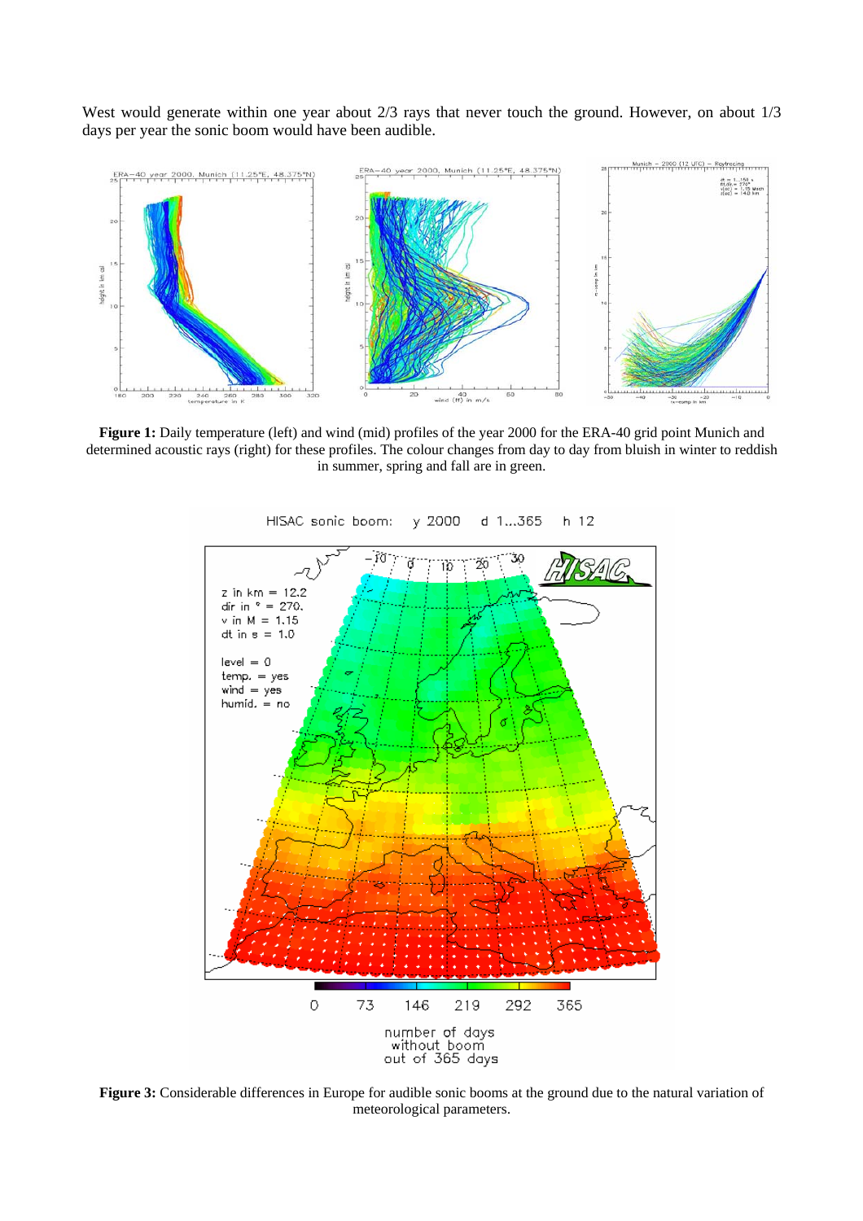West would generate within one year about 2/3 rays that never touch the ground. However, on about 1/3 days per year the sonic boom would have been audible.

**Figure 1:** Daily temperature (left) and wind (mid) profiles of the year 2000 for the ERA-40 grid point Munich and determined acoustic rays (right) for these profiles. The colour changes from day to day from bluish in winter to reddish in summer, spring and fall are in green.

**Figure 3:** Considerable differences in Europe for audible sonic booms at the ground due to the natural variation of meteorological parameters.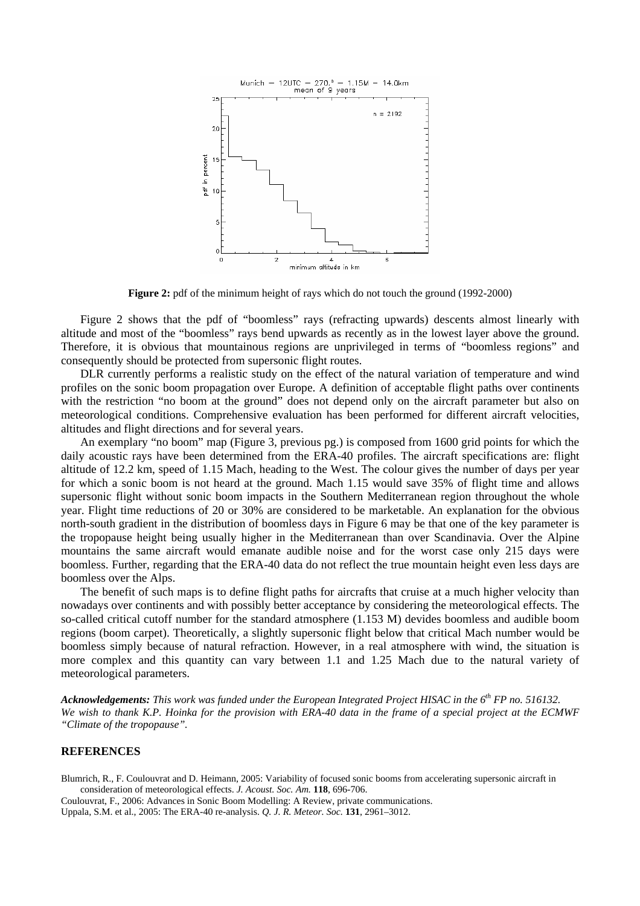Munich – 12UTC – 270.° – 1.15M – 14.0km
mean of 9 years

n = 2192

pdf in percent

minimum altitude in km

**Figure 2:** pdf of the minimum height of rays which do not touch the ground (1992-2000)

Figure 2 shows that the pdf of "boomless" rays (refracting upwards) descents almost linearly with altitude and most of the "boomless" rays bend upwards as recently as in the lowest layer above the ground. Therefore, it is obvious that mountainous regions are unprivileged in terms of "boomless regions" and consequently should be protected from supersonic flight routes.

DLR currently performs a realistic study on the effect of the natural variation of temperature and wind profiles on the sonic boom propagation over Europe. A definition of acceptable flight paths over continents with the restriction "no boom at the ground" does not depend only on the aircraft parameter but also on meteorological conditions. Comprehensive evaluation has been performed for different aircraft velocities, altitudes and flight directions and for several years.

An exemplary "no boom" map (Figure 3, previous pg.) is composed from 1600 grid points for which the daily acoustic rays have been determined from the ERA-40 profiles. The aircraft specifications are: flight altitude of 12.2 km, speed of 1.15 Mach, heading to the West. The colour gives the number of days per year for which a sonic boom is not heard at the ground. Mach 1.15 would save 35% of flight time and allows supersonic flight without sonic boom impacts in the Southern Mediterranean region throughout the whole year. Flight time reductions of 20 or 30% are considered to be marketable. An explanation for the obvious north-south gradient in the distribution of boomless days in Figure 6 may be that one of the key parameter is the tropopause height being usually higher in the Mediterranean than over Scandinavia. Over the Alpine mountains the same aircraft would emanate audible noise and for the worst case only 215 days were boomless. Further, regarding that the ERA-40 data do not reflect the true mountain height even less days are boomless over the Alps.

The benefit of such maps is to define flight paths for aircrafts that cruise at a much higher velocity than nowadays over continents and with possibly better acceptance by considering the meteorological effects. The so-called critical cutoff number for the standard atmosphere (1.153 M) devides boomless and audible boom regions (boom carpet). Theoretically, a slightly supersonic flight below that critical Mach number would be boomless simply because of natural refraction. However, in a real atmosphere with wind, the situation is more complex and this quantity can vary between 1.1 and 1.25 Mach due to the natural variety of meteorological parameters.

***Acknowledgements:*** *This work was funded under the European Integrated Project HISAC in the 6th FP no. 516132. We wish to thank K.P. Hoinka for the provision with ERA-40 data in the frame of a special project at the ECMWF "Climate of the tropopause".*

## REFERENCES

Blumrich, R., F. Coulouvrat and D. Heimann, 2005: Variability of focused sonic booms from accelerating supersonic aircraft in consideration of meteorological effects. *J. Acoust. Soc. Am.* **118**, 696-706.

Coulouvrat, F., 2006: Advances in Sonic Boom Modelling: A Review, private communications.

Uppala, S.M. et al., 2005: The ERA-40 re-analysis. *Q. J. R. Meteor. Soc.* **131**, 2961–3012.